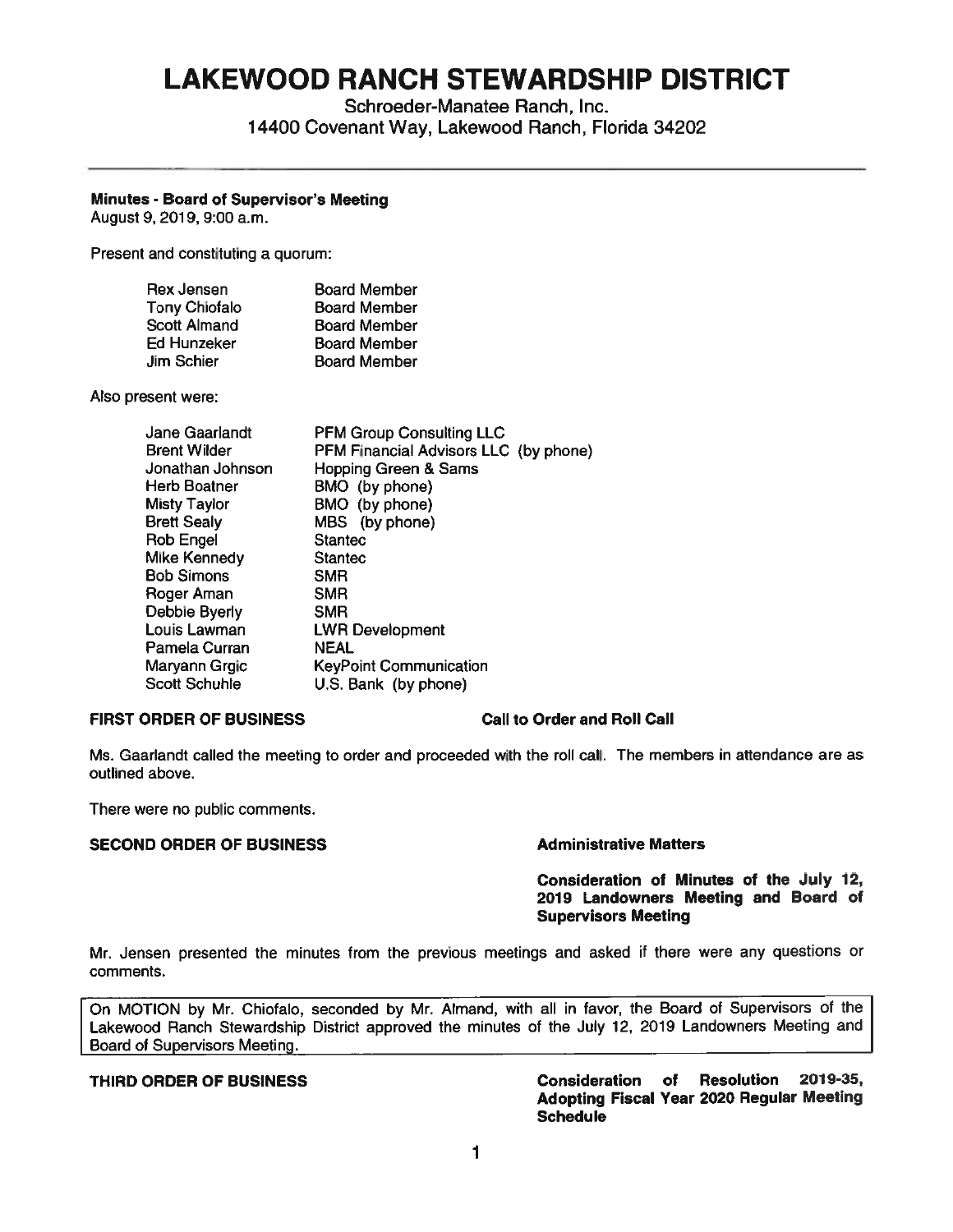# LAKEWOOD RANCH STEWARDSHIP DISTRICT

Schroeder-Manatee Ranch, Inc.
14400 Covenant Way, Lakewood Ranch, Florida 34202

**Minutes - Board of Supervisor's Meeting**
August 9, 2019, 9:00 a.m.

Present and constituting a quorum:

| | |
|---|---|
| Rex Jensen | Board Member |
| Tony Chiofalo | Board Member |
| Scott Almand | Board Member |
| Ed Hunzeker | Board Member |
| Jim Schier | Board Member |

Also present were:

| | |
|---|---|
| Jane Gaarlandt | PFM Group Consulting LLC |
| Brent Wilder | PFM Financial Advisors LLC (by phone) |
| Jonathan Johnson | Hopping Green & Sams |
| Herb Boatner | BMO (by phone) |
| Misty Taylor | BMO (by phone) |
| Brett Sealy | MBS (by phone) |
| Rob Engel | Stantec |
| Mike Kennedy | Stantec |
| Bob Simons | SMR |
| Roger Aman | SMR |
| Debbie Byerly | SMR |
| Louis Lawman | LWR Development |
| Pamela Curran | NEAL |
| Maryann Grgic | KeyPoint Communication |
| Scott Schuhle | U.S. Bank (by phone) |

**FIRST ORDER OF BUSINESS** — **Call to Order and Roll Call**

Ms. Gaarlandt called the meeting to order and proceeded with the roll call. The members in attendance are as outlined above.

There were no public comments.

**SECOND ORDER OF BUSINESS** — **Administrative Matters**

**Consideration of Minutes of the July 12, 2019 Landowners Meeting and Board of Supervisors Meeting**

Mr. Jensen presented the minutes from the previous meetings and asked if there were any questions or comments.

> On MOTION by Mr. Chiofalo, seconded by Mr. Almand, with all in favor, the Board of Supervisors of the Lakewood Ranch Stewardship District approved the minutes of the July 12, 2019 Landowners Meeting and Board of Supervisors Meeting.

**THIRD ORDER OF BUSINESS** — **Consideration of Resolution 2019-35, Adopting Fiscal Year 2020 Regular Meeting Schedule**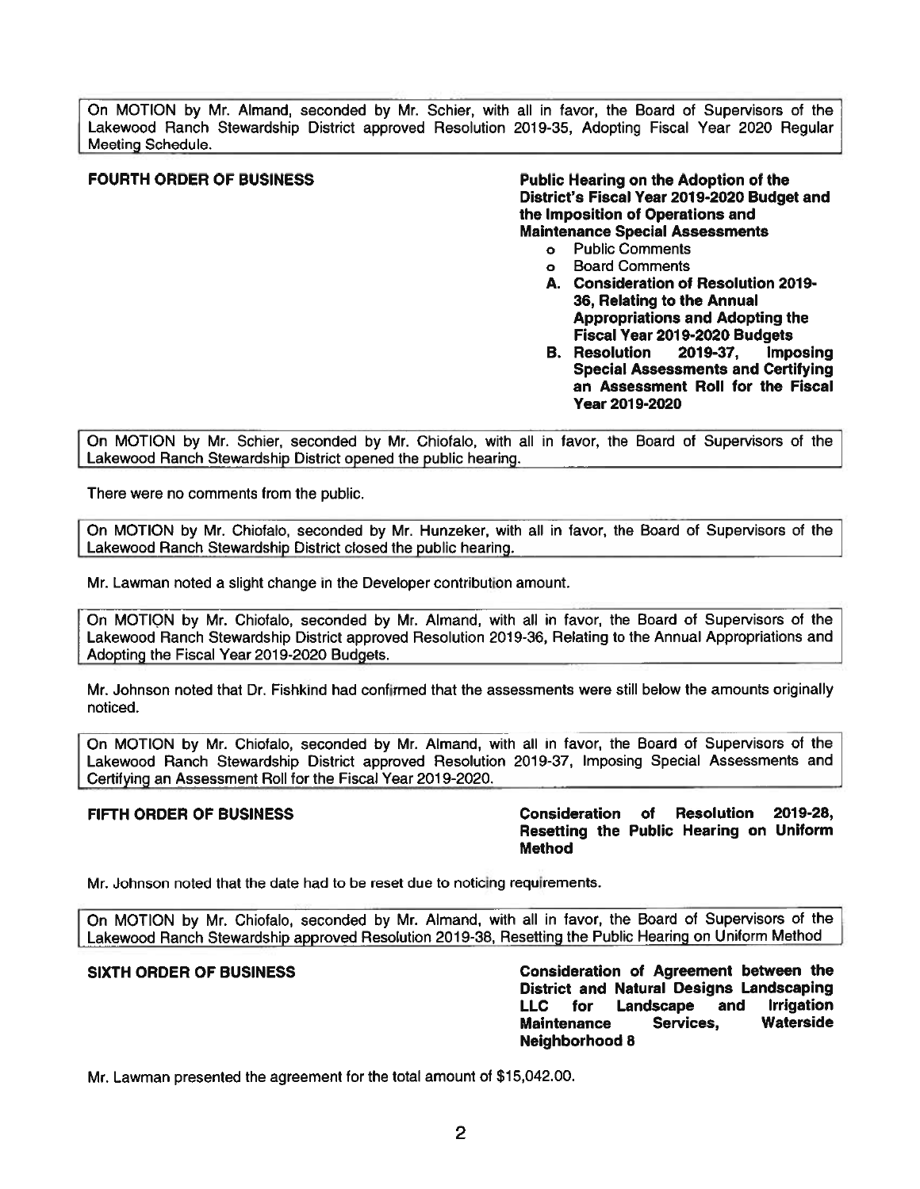On MOTION by Mr. Almand, seconded by Mr. Schier, with all in favor, the Board of Supervisors of the Lakewood Ranch Stewardship District approved Resolution 2019-35, Adopting Fiscal Year 2020 Regular Meeting Schedule.

**FOURTH ORDER OF BUSINESS** **Public Hearing on the Adoption of the District's Fiscal Year 2019-2020 Budget and the Imposition of Operations and Maintenance Special Assessments**

- Public Comments
- Board Comments

**A. Consideration of Resolution 2019-36, Relating to the Annual Appropriations and Adopting the Fiscal Year 2019-2020 Budgets**

**B. Resolution 2019-37, Imposing Special Assessments and Certifying an Assessment Roll for the Fiscal Year 2019-2020**

On MOTION by Mr. Schier, seconded by Mr. Chiofalo, with all in favor, the Board of Supervisors of the Lakewood Ranch Stewardship District opened the public hearing.

There were no comments from the public.

On MOTION by Mr. Chiofalo, seconded by Mr. Hunzeker, with all in favor, the Board of Supervisors of the Lakewood Ranch Stewardship District closed the public hearing.

Mr. Lawman noted a slight change in the Developer contribution amount.

On MOTION by Mr. Chiofalo, seconded by Mr. Almand, with all in favor, the Board of Supervisors of the Lakewood Ranch Stewardship District approved Resolution 2019-36, Relating to the Annual Appropriations and Adopting the Fiscal Year 2019-2020 Budgets.

Mr. Johnson noted that Dr. Fishkind had confirmed that the assessments were still below the amounts originally noticed.

On MOTION by Mr. Chiofalo, seconded by Mr. Almand, with all in favor, the Board of Supervisors of the Lakewood Ranch Stewardship District approved Resolution 2019-37, Imposing Special Assessments and Certifying an Assessment Roll for the Fiscal Year 2019-2020.

**FIFTH ORDER OF BUSINESS** **Consideration of Resolution 2019-28, Resetting the Public Hearing on Uniform Method**

Mr. Johnson noted that the date had to be reset due to noticing requirements.

On MOTION by Mr. Chiofalo, seconded by Mr. Almand, with all in favor, the Board of Supervisors of the Lakewood Ranch Stewardship approved Resolution 2019-38, Resetting the Public Hearing on Uniform Method

**SIXTH ORDER OF BUSINESS** **Consideration of Agreement between the District and Natural Designs Landscaping LLC for Landscape and Irrigation Maintenance Services, Waterside Neighborhood 8**

Mr. Lawman presented the agreement for the total amount of $15,042.00.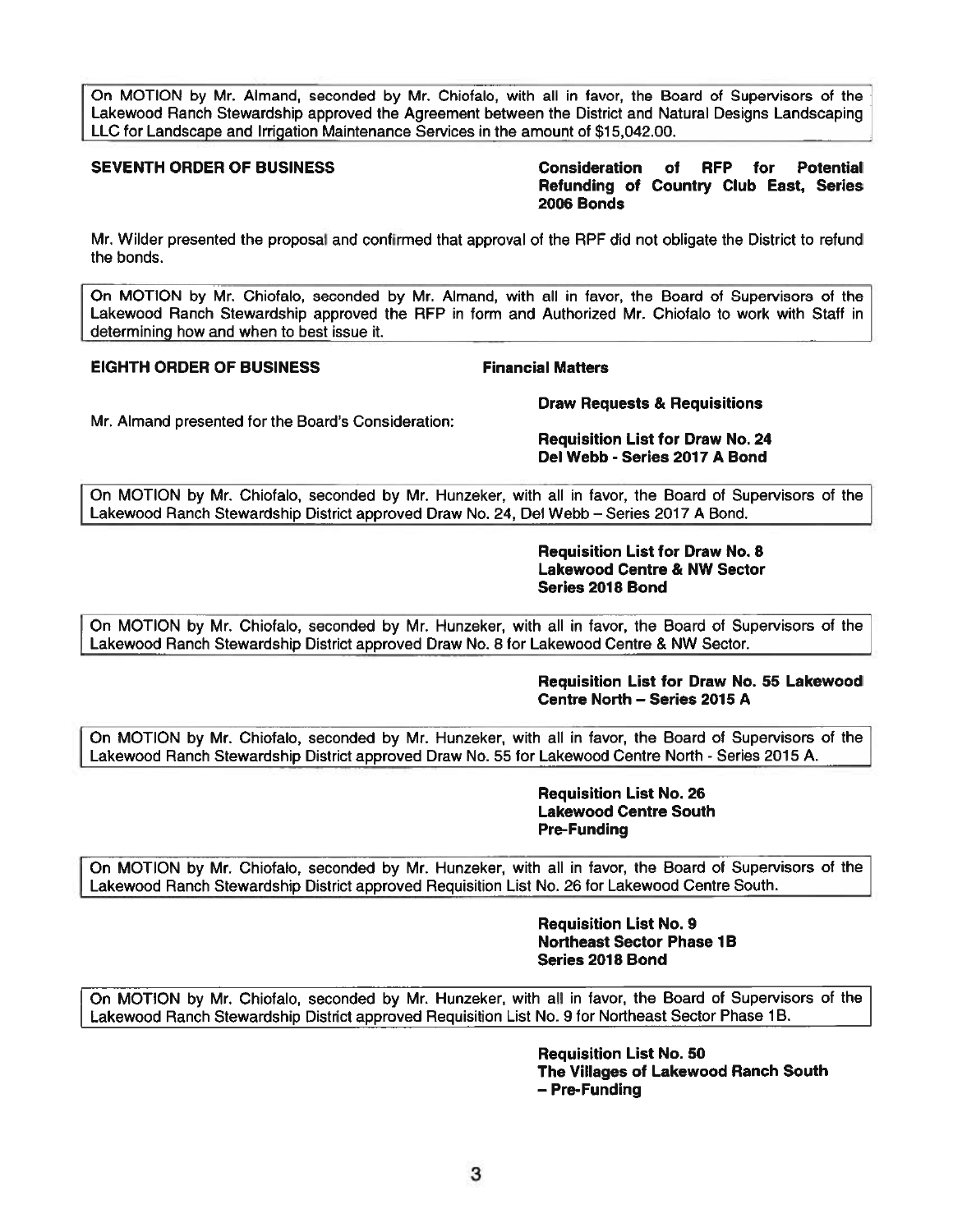On MOTION by Mr. Almand, seconded by Mr. Chiofalo, with all in favor, the Board of Supervisors of the Lakewood Ranch Stewardship approved the Agreement between the District and Natural Designs Landscaping LLC for Landscape and Irrigation Maintenance Services in the amount of $15,042.00.

**SEVENTH ORDER OF BUSINESS** **Consideration of RFP for Potential Refunding of Country Club East, Series 2006 Bonds**

Mr. Wilder presented the proposal and confirmed that approval of the RPF did not obligate the District to refund the bonds.

On MOTION by Mr. Chiofalo, seconded by Mr. Almand, with all in favor, the Board of Supervisors of the Lakewood Ranch Stewardship approved the RFP in form and Authorized Mr. Chiofalo to work with Staff in determining how and when to best issue it.

**EIGHTH ORDER OF BUSINESS** **Financial Matters**

**Draw Requests & Requisitions**

Mr. Almand presented for the Board's Consideration:

**Requisition List for Draw No. 24**
**Del Webb - Series 2017 A Bond**

On MOTION by Mr. Chiofalo, seconded by Mr. Hunzeker, with all in favor, the Board of Supervisors of the Lakewood Ranch Stewardship District approved Draw No. 24, Del Webb – Series 2017 A Bond.

**Requisition List for Draw No. 8**
**Lakewood Centre & NW Sector**
**Series 2018 Bond**

On MOTION by Mr. Chiofalo, seconded by Mr. Hunzeker, with all in favor, the Board of Supervisors of the Lakewood Ranch Stewardship District approved Draw No. 8 for Lakewood Centre & NW Sector.

**Requisition List for Draw No. 55 Lakewood Centre North – Series 2015 A**

On MOTION by Mr. Chiofalo, seconded by Mr. Hunzeker, with all in favor, the Board of Supervisors of the Lakewood Ranch Stewardship District approved Draw No. 55 for Lakewood Centre North - Series 2015 A.

**Requisition List No. 26**
**Lakewood Centre South**
**Pre-Funding**

On MOTION by Mr. Chiofalo, seconded by Mr. Hunzeker, with all in favor, the Board of Supervisors of the Lakewood Ranch Stewardship District approved Requisition List No. 26 for Lakewood Centre South.

**Requisition List No. 9**
**Northeast Sector Phase 1B**
**Series 2018 Bond**

On MOTION by Mr. Chiofalo, seconded by Mr. Hunzeker, with all in favor, the Board of Supervisors of the Lakewood Ranch Stewardship District approved Requisition List No. 9 for Northeast Sector Phase 1B.

**Requisition List No. 50**
**The Villages of Lakewood Ranch South – Pre-Funding**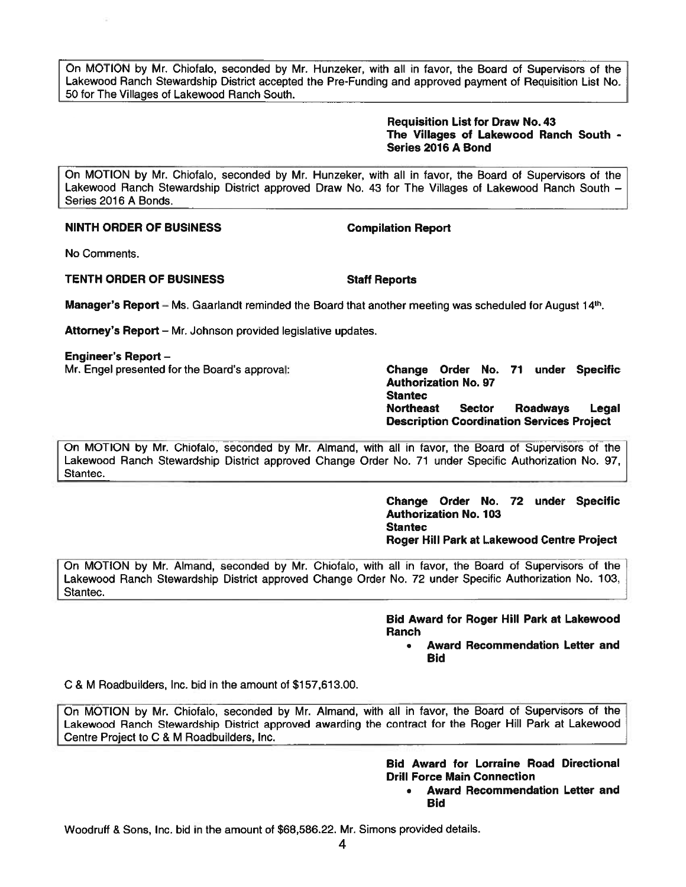On MOTION by Mr. Chiofalo, seconded by Mr. Hunzeker, with all in favor, the Board of Supervisors of the Lakewood Ranch Stewardship District accepted the Pre-Funding and approved payment of Requisition List No. 50 for The Villages of Lakewood Ranch South.

**Requisition List for Draw No. 43**
**The Villages of Lakewood Ranch South - Series 2016 A Bond**

On MOTION by Mr. Chiofalo, seconded by Mr. Hunzeker, with all in favor, the Board of Supervisors of the Lakewood Ranch Stewardship District approved Draw No. 43 for The Villages of Lakewood Ranch South – Series 2016 A Bonds.

**NINTH ORDER OF BUSINESS** **Compilation Report**

No Comments.

**TENTH ORDER OF BUSINESS** **Staff Reports**

**Manager's Report** – Ms. Gaarlandt reminded the Board that another meeting was scheduled for August 14th.

**Attorney's Report** – Mr. Johnson provided legislative updates.

**Engineer's Report** –

Mr. Engel presented for the Board's approval:

**Change Order No. 71 under Specific Authorization No. 97**
**Stantec**
**Northeast Sector Roadways Legal Description Coordination Services Project**

On MOTION by Mr. Chiofalo, seconded by Mr. Almand, with all in favor, the Board of Supervisors of the Lakewood Ranch Stewardship District approved Change Order No. 71 under Specific Authorization No. 97, Stantec.

**Change Order No. 72 under Specific Authorization No. 103**
**Stantec**
**Roger Hill Park at Lakewood Centre Project**

On MOTION by Mr. Almand, seconded by Mr. Chiofalo, with all in favor, the Board of Supervisors of the Lakewood Ranch Stewardship District approved Change Order No. 72 under Specific Authorization No. 103, Stantec.

**Bid Award for Roger Hill Park at Lakewood Ranch**

- **Award Recommendation Letter and Bid**

C & M Roadbuilders, Inc. bid in the amount of $157,613.00.

On MOTION by Mr. Chiofalo, seconded by Mr. Almand, with all in favor, the Board of Supervisors of the Lakewood Ranch Stewardship District approved awarding the contract for the Roger Hill Park at Lakewood Centre Project to C & M Roadbuilders, Inc.

**Bid Award for Lorraine Road Directional Drill Force Main Connection**

- **Award Recommendation Letter and Bid**

Woodruff & Sons, Inc. bid in the amount of $68,586.22. Mr. Simons provided details.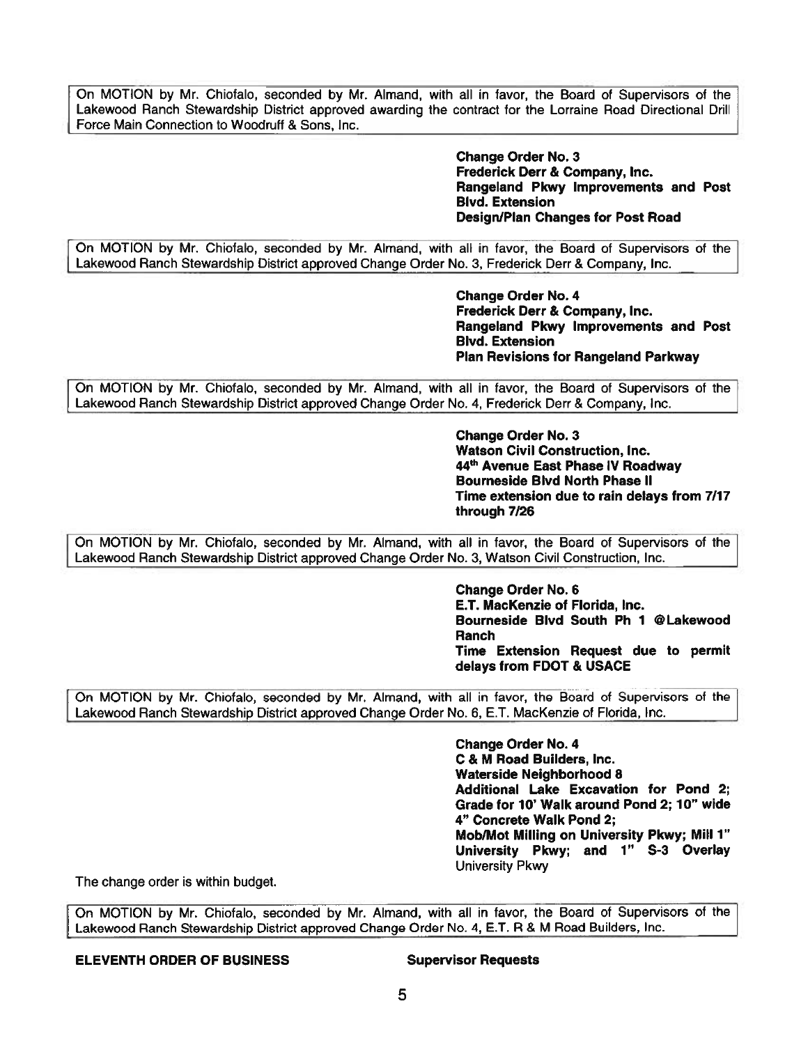On MOTION by Mr. Chiofalo, seconded by Mr. Almand, with all in favor, the Board of Supervisors of the Lakewood Ranch Stewardship District approved awarding the contract for the Lorraine Road Directional Drill Force Main Connection to Woodruff & Sons, Inc.

**Change Order No. 3**
**Frederick Derr & Company, Inc.**
**Rangeland Pkwy Improvements and Post Blvd. Extension**
**Design/Plan Changes for Post Road**

On MOTION by Mr. Chiofalo, seconded by Mr. Almand, with all in favor, the Board of Supervisors of the Lakewood Ranch Stewardship District approved Change Order No. 3, Frederick Derr & Company, Inc.

**Change Order No. 4**
**Frederick Derr & Company, Inc.**
**Rangeland Pkwy Improvements and Post Blvd. Extension**
**Plan Revisions for Rangeland Parkway**

On MOTION by Mr. Chiofalo, seconded by Mr. Almand, with all in favor, the Board of Supervisors of the Lakewood Ranch Stewardship District approved Change Order No. 4, Frederick Derr & Company, Inc.

**Change Order No. 3**
**Watson Civil Construction, Inc.**
**44th Avenue East Phase IV Roadway**
**Bourneside Blvd North Phase II**
**Time extension due to rain delays from 7/17 through 7/26**

On MOTION by Mr. Chiofalo, seconded by Mr. Almand, with all in favor, the Board of Supervisors of the Lakewood Ranch Stewardship District approved Change Order No. 3, Watson Civil Construction, Inc.

**Change Order No. 6**
**E.T. MacKenzie of Florida, Inc.**
**Bourneside Blvd South Ph 1 @Lakewood Ranch**
**Time Extension Request due to permit delays from FDOT & USACE**

On MOTION by Mr. Chiofalo, seconded by Mr. Almand, with all in favor, the Board of Supervisors of the Lakewood Ranch Stewardship District approved Change Order No. 6, E.T. MacKenzie of Florida, Inc.

**Change Order No. 4**
**C & M Road Builders, Inc.**
**Waterside Neighborhood 8**
**Additional Lake Excavation for Pond 2; Grade for 10' Walk around Pond 2; 10" wide 4" Concrete Walk Pond 2;**
**Mob/Mot Milling on University Pkwy; Mill 1" University Pkwy; and 1" S-3 Overlay** University Pkwy

The change order is within budget.

On MOTION by Mr. Chiofalo, seconded by Mr. Almand, with all in favor, the Board of Supervisors of the Lakewood Ranch Stewardship District approved Change Order No. 4, E.T. R & M Road Builders, Inc.

**ELEVENTH ORDER OF BUSINESS** **Supervisor Requests**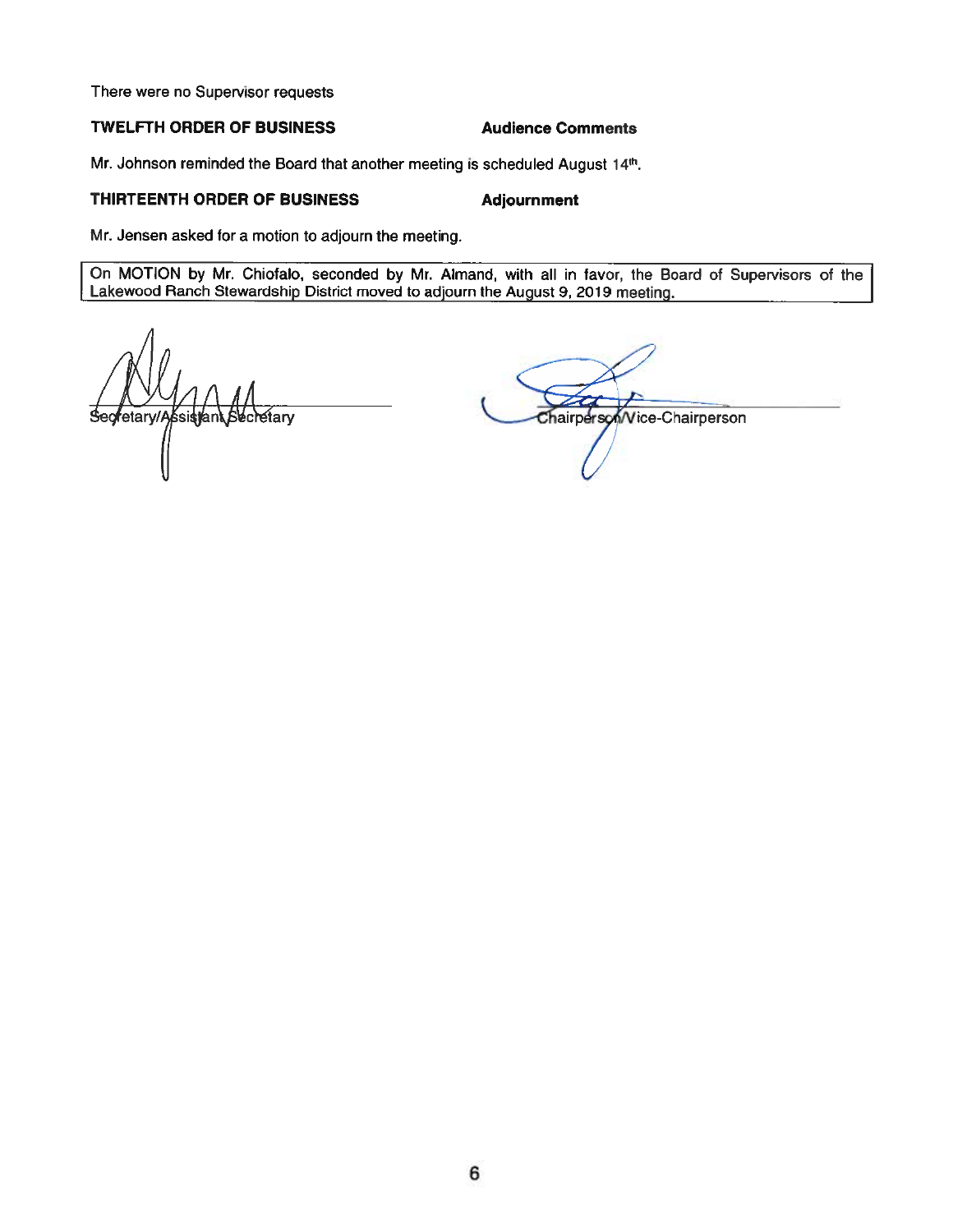There were no Supervisor requests

**TWELFTH ORDER OF BUSINESS** **Audience Comments**

Mr. Johnson reminded the Board that another meeting is scheduled August 14th.

**THIRTEENTH ORDER OF BUSINESS** **Adjournment**

Mr. Jensen asked for a motion to adjourn the meeting.

| |
|---|
| On MOTION by Mr. Chiofalo, seconded by Mr. Almand, with all in favor, the Board of Supervisors of the Lakewood Ranch Stewardship District moved to adjourn the August 9, 2019 meeting. |

Secretary/Assistant Secretary

Chairperson/Vice-Chairperson